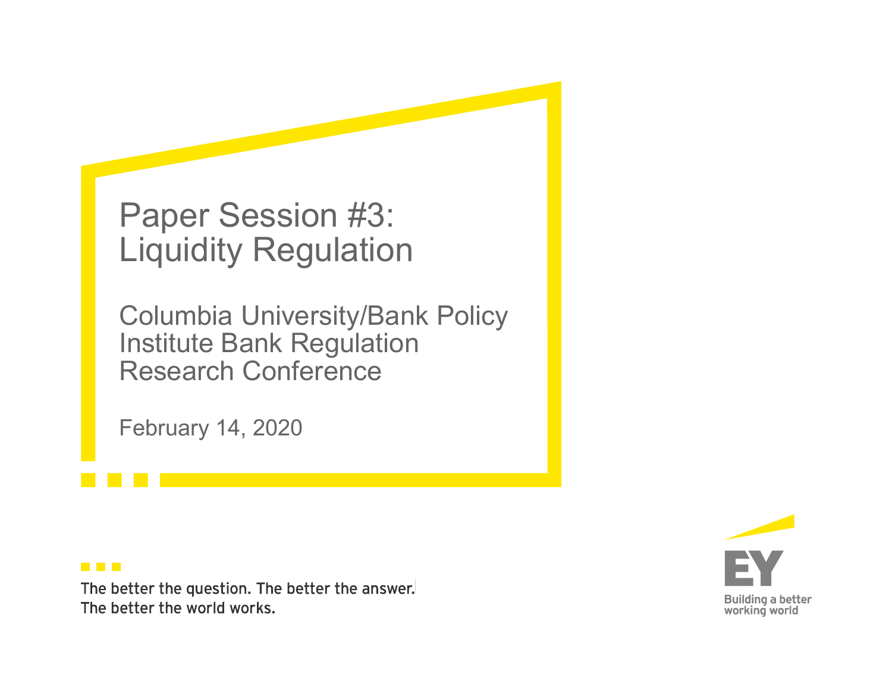# Paper Session #3: Liquidity Regulation

## Columbia University/Bank Policy Institute Bank Regulation Research Conference

February 14, 2020

The better the question. The better the answer.
The better the world works.

EY
Building a better working world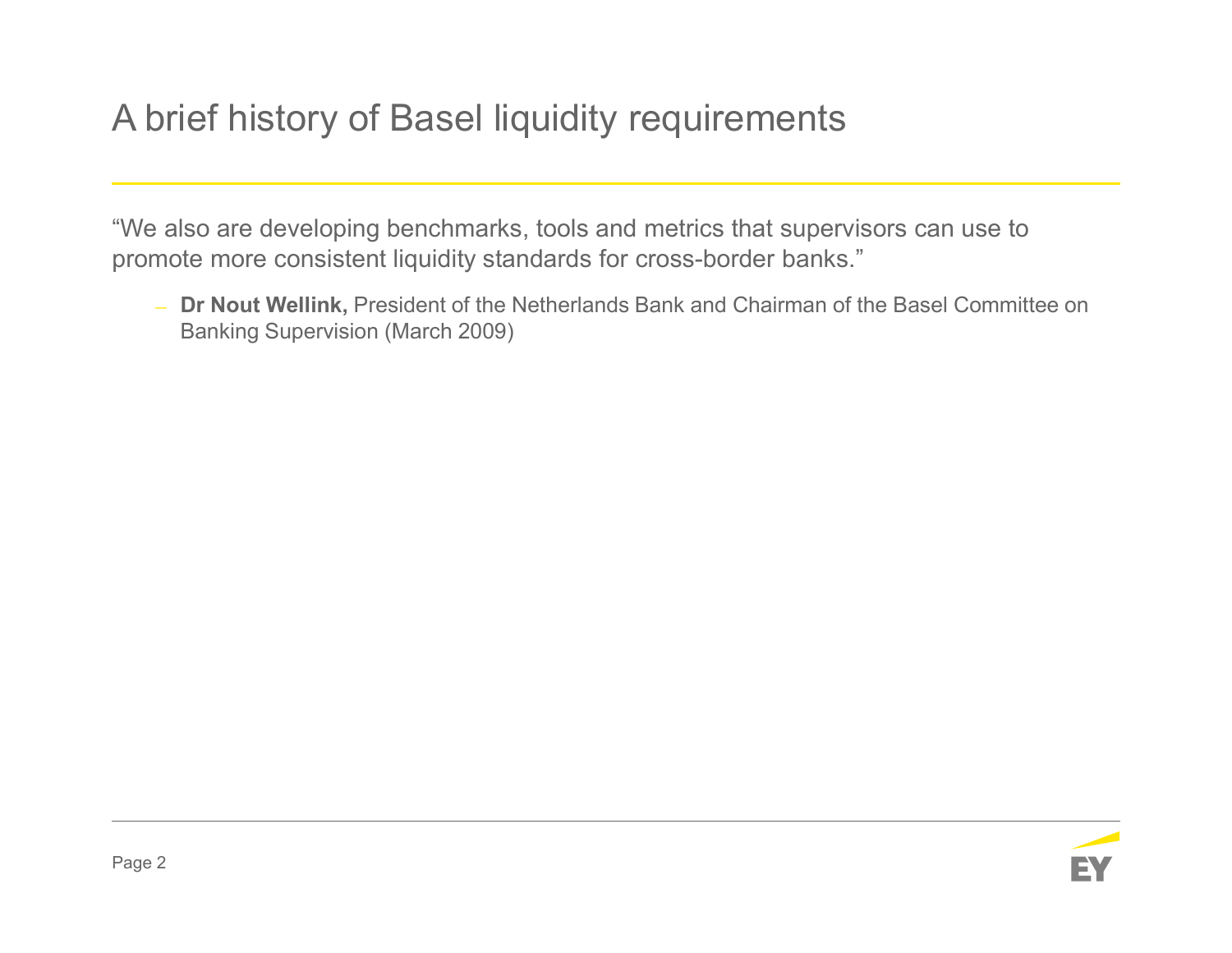# A brief history of Basel liquidity requirements

"We also are developing benchmarks, tools and metrics that supervisors can use to promote more consistent liquidity standards for cross-border banks."

– **Dr Nout Wellink,** President of the Netherlands Bank and Chairman of the Basel Committee on Banking Supervision (March 2009)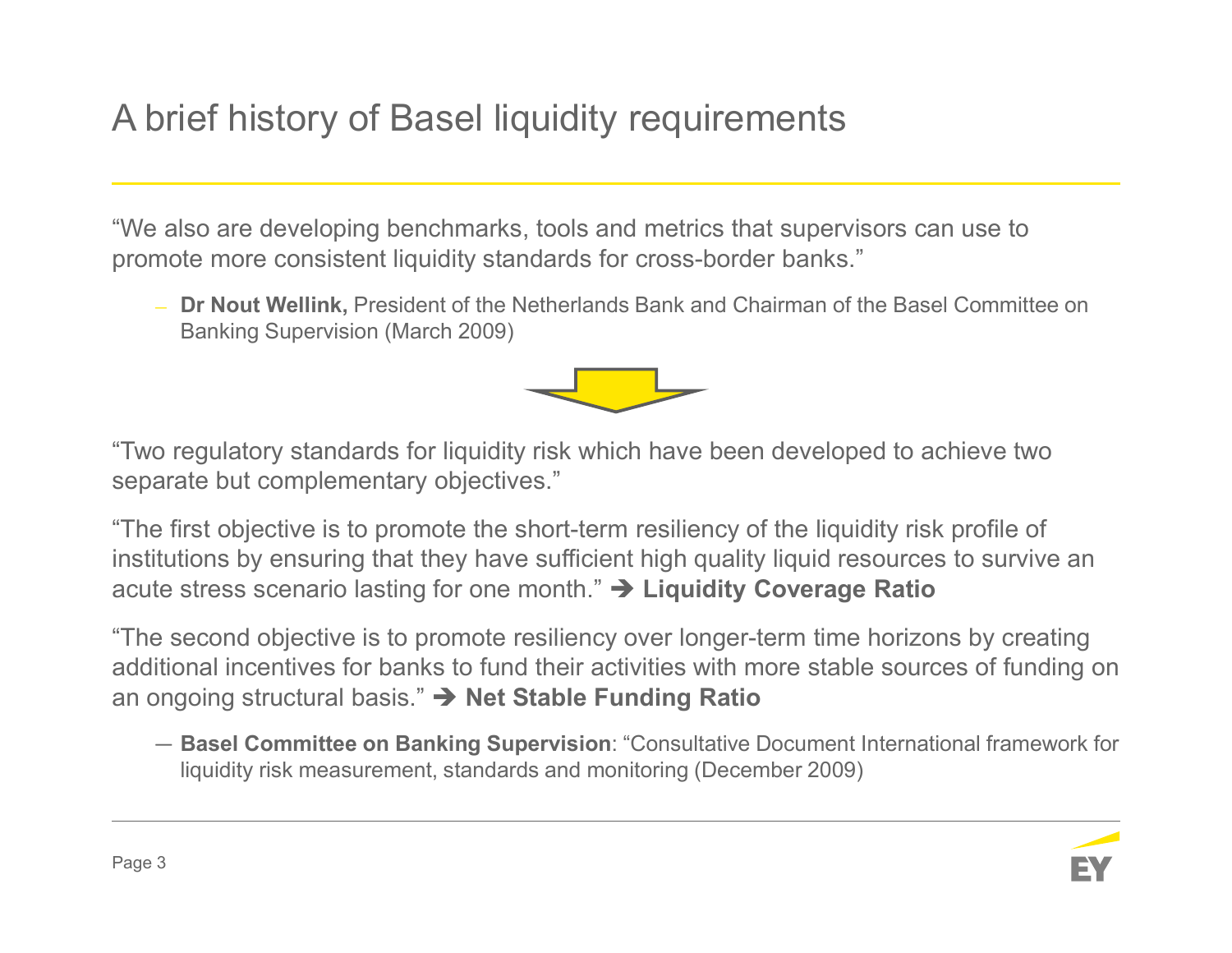# A brief history of Basel liquidity requirements

"We also are developing benchmarks, tools and metrics that supervisors can use to promote more consistent liquidity standards for cross-border banks."

– **Dr Nout Wellink,** President of the Netherlands Bank and Chairman of the Basel Committee on Banking Supervision (March 2009)

"Two regulatory standards for liquidity risk which have been developed to achieve two separate but complementary objectives."

"The first objective is to promote the short-term resiliency of the liquidity risk profile of institutions by ensuring that they have sufficient high quality liquid resources to survive an acute stress scenario lasting for one month." ➔ **Liquidity Coverage Ratio**

"The second objective is to promote resiliency over longer-term time horizons by creating additional incentives for banks to fund their activities with more stable sources of funding on an ongoing structural basis." ➔ **Net Stable Funding Ratio**

— **Basel Committee on Banking Supervision**: "Consultative Document International framework for liquidity risk measurement, standards and monitoring (December 2009)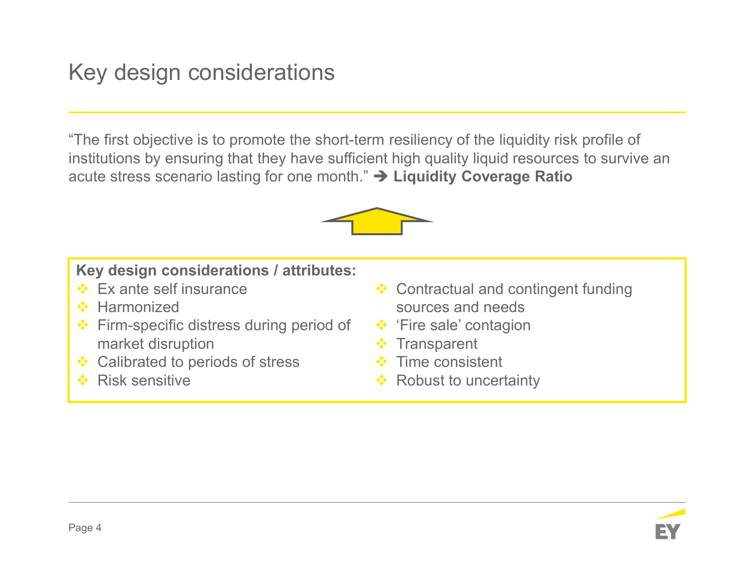# Key design considerations

"The first objective is to promote the short-term resiliency of the liquidity risk profile of institutions by ensuring that they have sufficient high quality liquid resources to survive an acute stress scenario lasting for one month." ➔ **Liquidity Coverage Ratio**

**Key design considerations / attributes:**

- Ex ante self insurance
- Harmonized
- Firm-specific distress during period of market disruption
- Calibrated to periods of stress
- Risk sensitive
- Contractual and contingent funding sources and needs
- 'Fire sale' contagion
- Transparent
- Time consistent
- Robust to uncertainty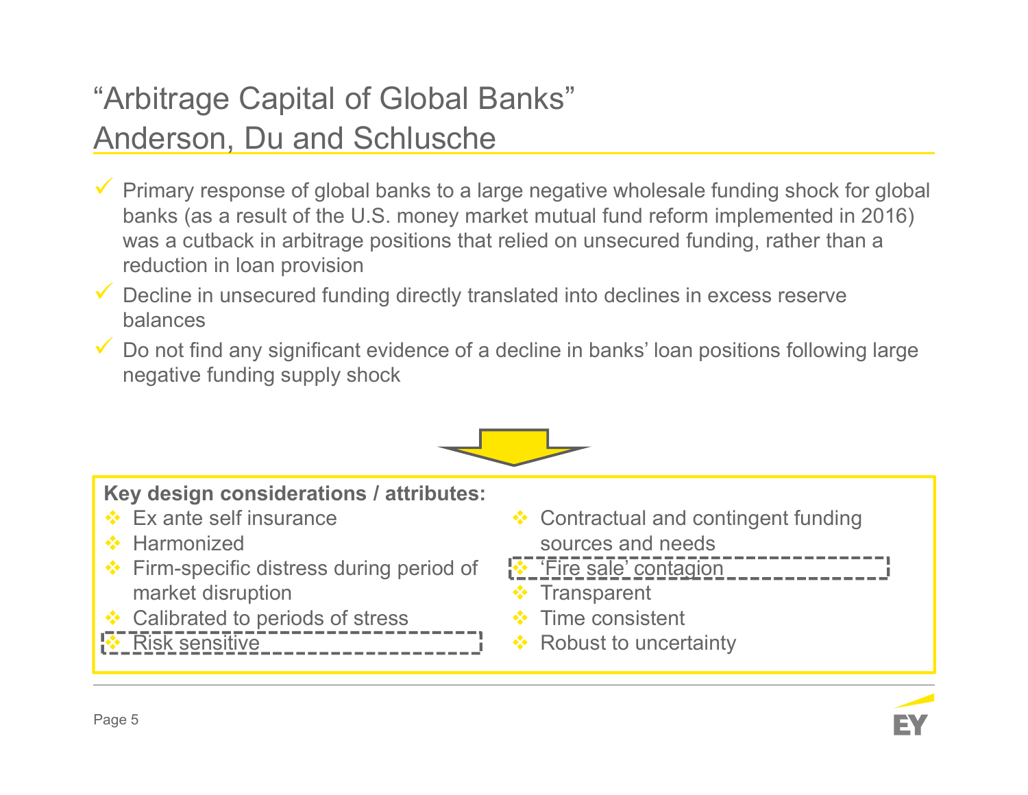# "Arbitrage Capital of Global Banks" Anderson, Du and Schlusche

- Primary response of global banks to a large negative wholesale funding shock for global banks (as a result of the U.S. money market mutual fund reform implemented in 2016) was a cutback in arbitrage positions that relied on unsecured funding, rather than a reduction in loan provision
- Decline in unsecured funding directly translated into declines in excess reserve balances
- Do not find any significant evidence of a decline in banks' loan positions following large negative funding supply shock

**Key design considerations / attributes:**

- Ex ante self insurance
- Harmonized
- Firm-specific distress during period of market disruption
- Calibrated to periods of stress
- Risk sensitive
- Contractual and contingent funding sources and needs
- 'Fire sale' contagion
- Transparent
- Time consistent
- Robust to uncertainty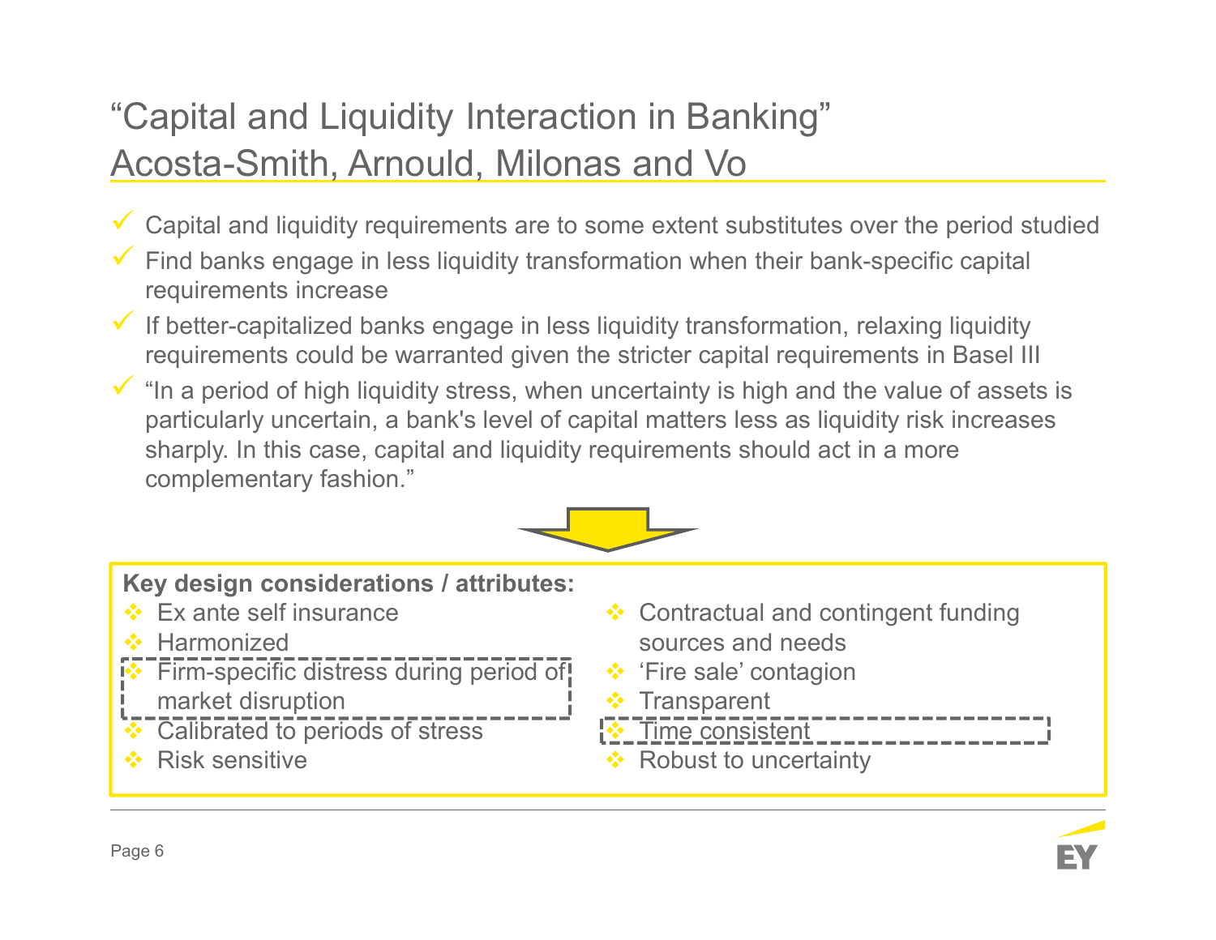# "Capital and Liquidity Interaction in Banking" Acosta-Smith, Arnould, Milonas and Vo

- ✓ Capital and liquidity requirements are to some extent substitutes over the period studied
- ✓ Find banks engage in less liquidity transformation when their bank-specific capital requirements increase
- ✓ If better-capitalized banks engage in less liquidity transformation, relaxing liquidity requirements could be warranted given the stricter capital requirements in Basel III
- ✓ "In a period of high liquidity stress, when uncertainty is high and the value of assets is particularly uncertain, a bank's level of capital matters less as liquidity risk increases sharply. In this case, capital and liquidity requirements should act in a more complementary fashion."

**Key design considerations / attributes:**

- Ex ante self insurance
- Harmonized
- Firm-specific distress during period of market disruption
- Calibrated to periods of stress
- Risk sensitive
- Contractual and contingent funding sources and needs
- 'Fire sale' contagion
- Transparent
- Time consistent
- Robust to uncertainty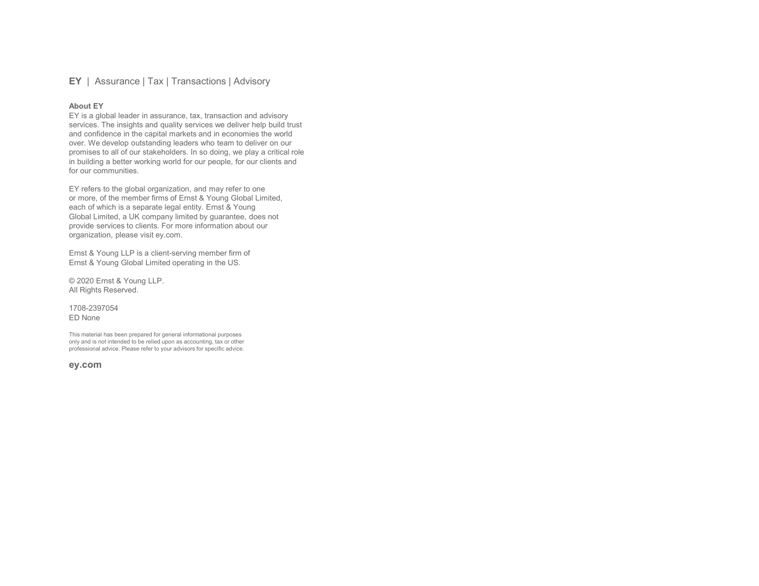**EY** | Assurance | Tax | Transactions | Advisory

**About EY**
EY is a global leader in assurance, tax, transaction and advisory services. The insights and quality services we deliver help build trust and confidence in the capital markets and in economies the world over. We develop outstanding leaders who team to deliver on our promises to all of our stakeholders. In so doing, we play a critical role in building a better working world for our people, for our clients and for our communities.

EY refers to the global organization, and may refer to one or more, of the member firms of Ernst & Young Global Limited, each of which is a separate legal entity. Ernst & Young Global Limited, a UK company limited by guarantee, does not provide services to clients. For more information about our organization, please visit ey.com.

Ernst & Young LLP is a client-serving member firm of Ernst & Young Global Limited operating in the US.

© 2020 Ernst & Young LLP.
All Rights Reserved.

1708-2397054
ED None

This material has been prepared for general informational purposes only and is not intended to be relied upon as accounting, tax or other professional advice. Please refer to your advisors for specific advice.

**ey.com**